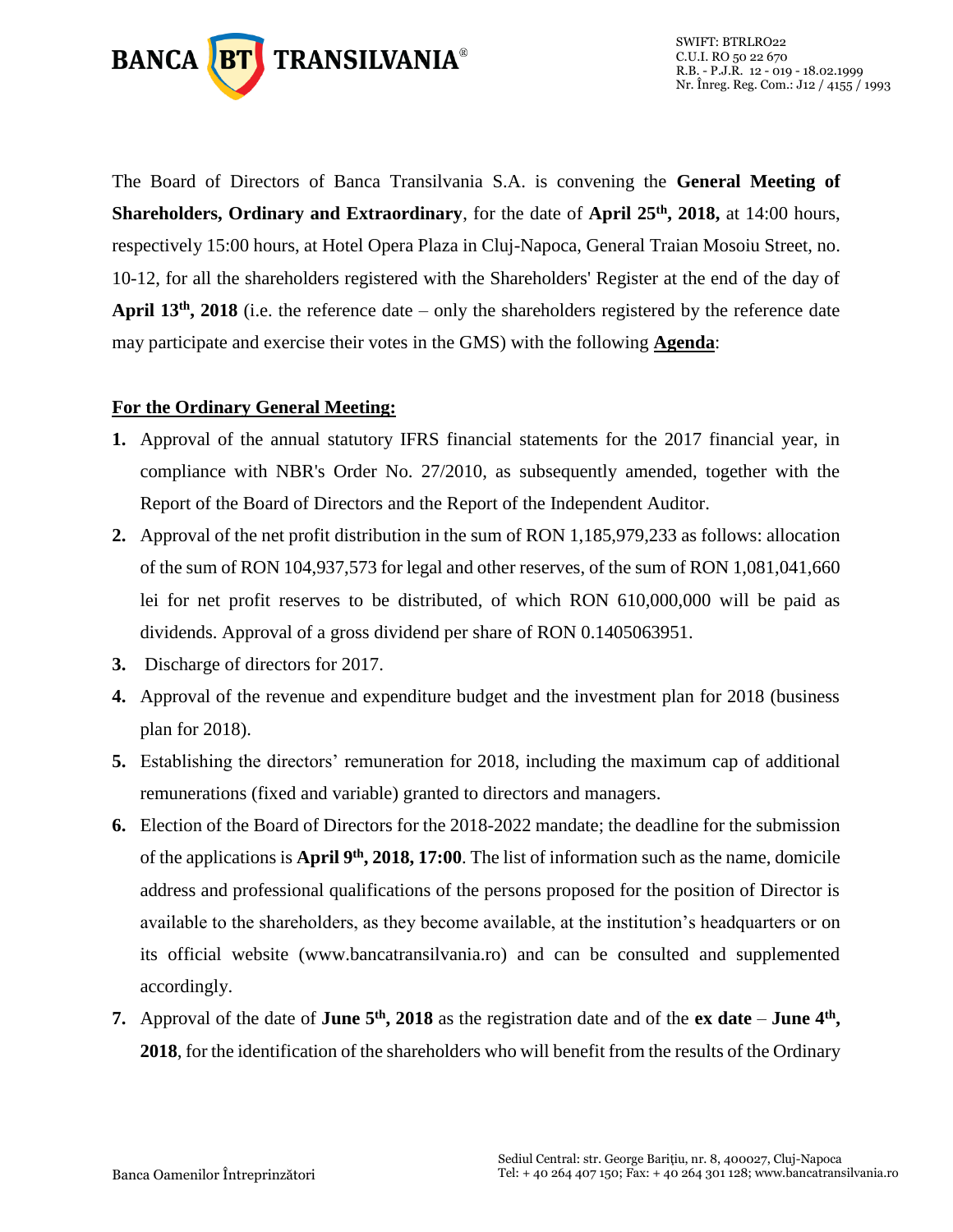The Board of Directors of Banca Transilvania S.A. is convening the **General Meeting of Shareholders, Ordinary and Extraordinary**, for the date of **April 25th, 2018,** at 14:00 hours, respectively 15:00 hours, at Hotel Opera Plaza in Cluj-Napoca, General Traian Mosoiu Street, no. 10-12, for all the shareholders registered with the Shareholders' Register at the end of the day of **April 13th, 2018** (i.e. the reference date – only the shareholders registered by the reference date may participate and exercise their votes in the GMS) with the following **Agenda**:

**For the Ordinary General Meeting:**

1. Approval of the annual statutory IFRS financial statements for the 2017 financial year, in compliance with NBR's Order No. 27/2010, as subsequently amended, together with the Report of the Board of Directors and the Report of the Independent Auditor.
2. Approval of the net profit distribution in the sum of RON 1,185,979,233 as follows: allocation of the sum of RON 104,937,573 for legal and other reserves, of the sum of RON 1,081,041,660 lei for net profit reserves to be distributed, of which RON 610,000,000 will be paid as dividends. Approval of a gross dividend per share of RON 0.1405063951.
3. Discharge of directors for 2017.
4. Approval of the revenue and expenditure budget and the investment plan for 2018 (business plan for 2018).
5. Establishing the directors' remuneration for 2018, including the maximum cap of additional remunerations (fixed and variable) granted to directors and managers.
6. Election of the Board of Directors for the 2018-2022 mandate; the deadline for the submission of the applications is **April 9th, 2018, 17:00**. The list of information such as the name, domicile address and professional qualifications of the persons proposed for the position of Director is available to the shareholders, as they become available, at the institution's headquarters or on its official website (www.bancatransilvania.ro) and can be consulted and supplemented accordingly.
7. Approval of the date of **June 5th, 2018** as the registration date and of the **ex date** – **June 4th, 2018**, for the identification of the shareholders who will benefit from the results of the Ordinary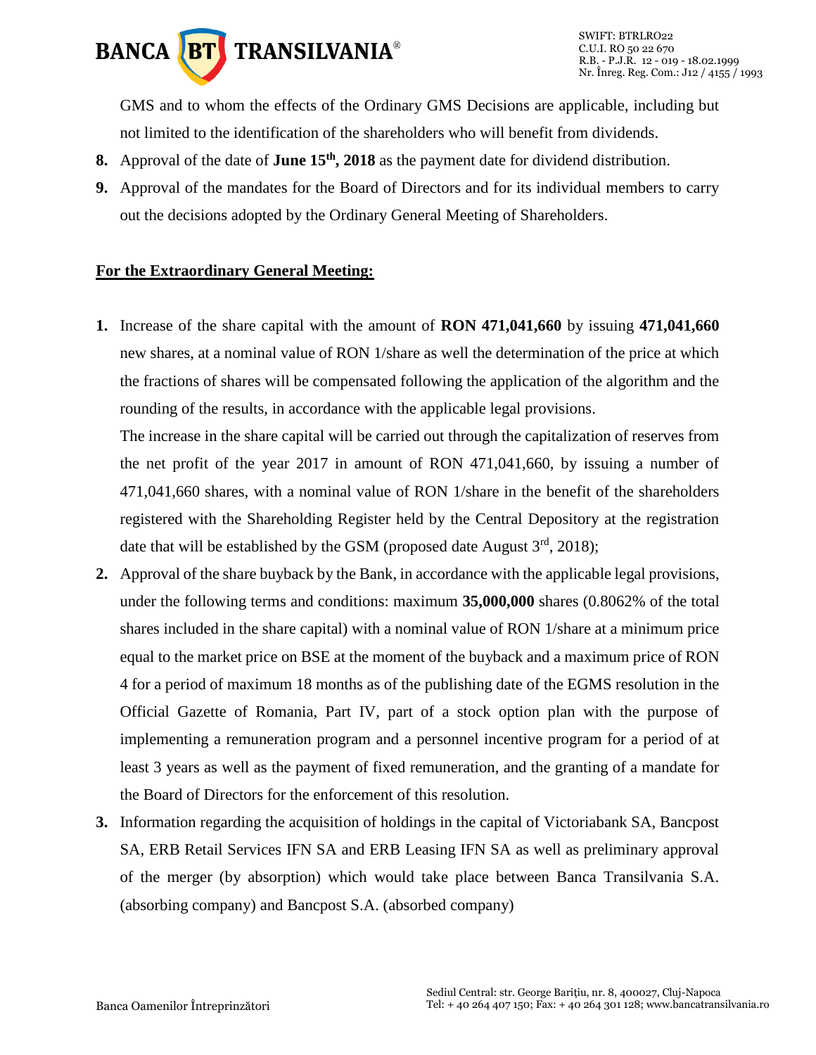GMS and to whom the effects of the Ordinary GMS Decisions are applicable, including but not limited to the identification of the shareholders who will benefit from dividends.

8. Approval of the date of **June 15th, 2018** as the payment date for dividend distribution.
9. Approval of the mandates for the Board of Directors and for its individual members to carry out the decisions adopted by the Ordinary General Meeting of Shareholders.

**<u>For the Extraordinary General Meeting:</u>**

1. Increase of the share capital with the amount of **RON 471,041,660** by issuing **471,041,660** new shares, at a nominal value of RON 1/share as well the determination of the price at which the fractions of shares will be compensated following the application of the algorithm and the rounding of the results, in accordance with the applicable legal provisions.
   The increase in the share capital will be carried out through the capitalization of reserves from the net profit of the year 2017 in amount of RON 471,041,660, by issuing a number of 471,041,660 shares, with a nominal value of RON 1/share in the benefit of the shareholders registered with the Shareholding Register held by the Central Depository at the registration date that will be established by the GSM (proposed date August 3rd, 2018);
2. Approval of the share buyback by the Bank, in accordance with the applicable legal provisions, under the following terms and conditions: maximum **35,000,000** shares (0.8062% of the total shares included in the share capital) with a nominal value of RON 1/share at a minimum price equal to the market price on BSE at the moment of the buyback and a maximum price of RON 4 for a period of maximum 18 months as of the publishing date of the EGMS resolution in the Official Gazette of Romania, Part IV, part of a stock option plan with the purpose of implementing a remuneration program and a personnel incentive program for a period of at least 3 years as well as the payment of fixed remuneration, and the granting of a mandate for the Board of Directors for the enforcement of this resolution.
3. Information regarding the acquisition of holdings in the capital of Victoriabank SA, Bancpost SA, ERB Retail Services IFN SA and ERB Leasing IFN SA as well as preliminary approval of the merger (by absorption) which would take place between Banca Transilvania S.A. (absorbing company) and Bancpost S.A. (absorbed company)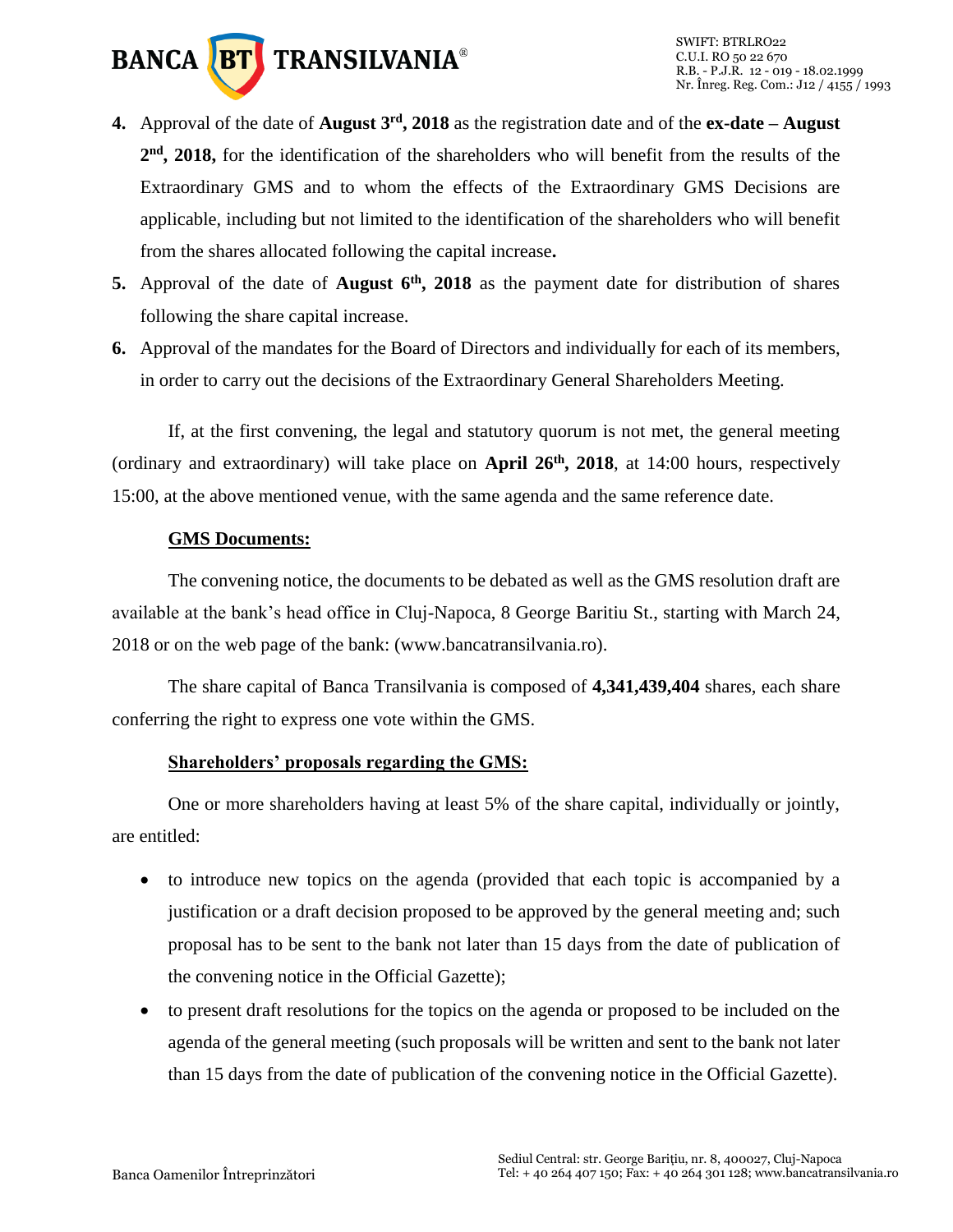4. Approval of the date of **August 3rd, 2018** as the registration date and of the **ex-date – August 2nd, 2018,** for the identification of the shareholders who will benefit from the results of the Extraordinary GMS and to whom the effects of the Extraordinary GMS Decisions are applicable, including but not limited to the identification of the shareholders who will benefit from the shares allocated following the capital increase**.**
5. Approval of the date of **August 6th, 2018** as the payment date for distribution of shares following the share capital increase.
6. Approval of the mandates for the Board of Directors and individually for each of its members, in order to carry out the decisions of the Extraordinary General Shareholders Meeting.

If, at the first convening, the legal and statutory quorum is not met, the general meeting (ordinary and extraordinary) will take place on **April 26th, 2018**, at 14:00 hours, respectively 15:00, at the above mentioned venue, with the same agenda and the same reference date.

**GMS Documents:**

The convening notice, the documents to be debated as well as the GMS resolution draft are available at the bank's head office in Cluj-Napoca, 8 George Baritiu St., starting with March 24, 2018 or on the web page of the bank: (www.bancatransilvania.ro).

The share capital of Banca Transilvania is composed of **4,341,439,404** shares, each share conferring the right to express one vote within the GMS.

**Shareholders' proposals regarding the GMS:**

One or more shareholders having at least 5% of the share capital, individually or jointly, are entitled:

- to introduce new topics on the agenda (provided that each topic is accompanied by a justification or a draft decision proposed to be approved by the general meeting and; such proposal has to be sent to the bank not later than 15 days from the date of publication of the convening notice in the Official Gazette);
- to present draft resolutions for the topics on the agenda or proposed to be included on the agenda of the general meeting (such proposals will be written and sent to the bank not later than 15 days from the date of publication of the convening notice in the Official Gazette).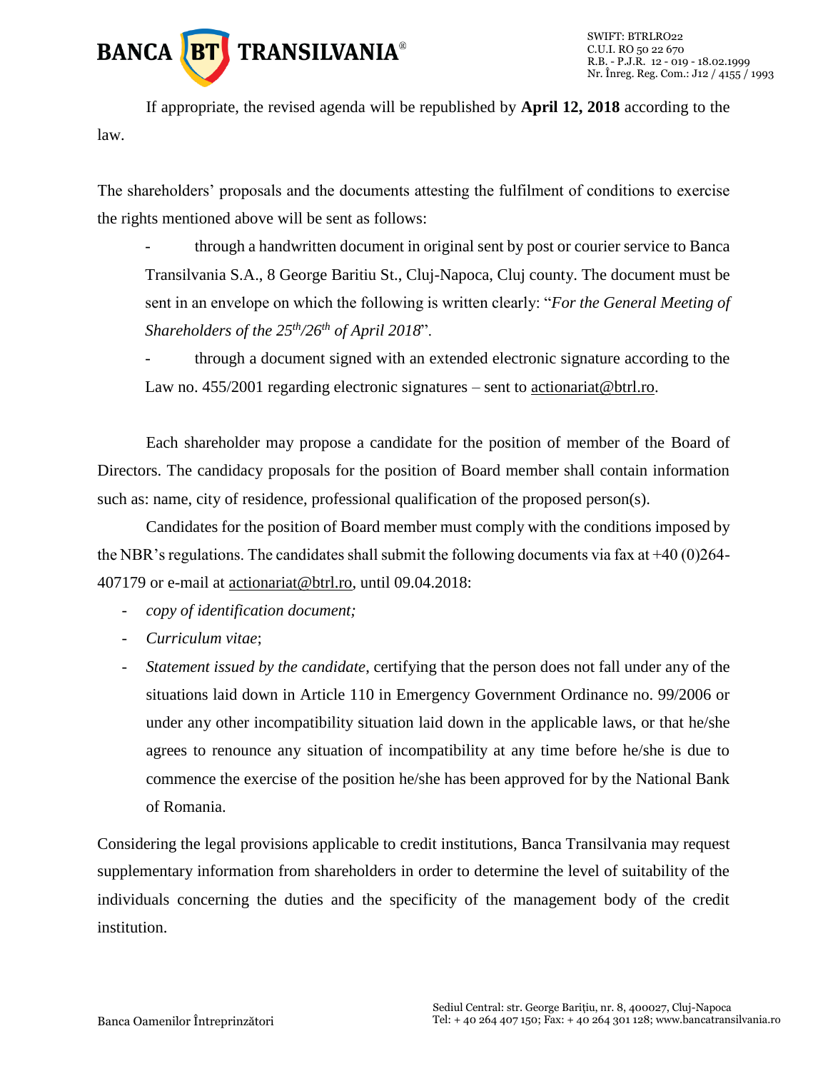If appropriate, the revised agenda will be republished by **April 12, 2018** according to the law.

The shareholders' proposals and the documents attesting the fulfilment of conditions to exercise the rights mentioned above will be sent as follows:

- through a handwritten document in original sent by post or courier service to Banca Transilvania S.A., 8 George Baritiu St., Cluj-Napoca, Cluj county. The document must be sent in an envelope on which the following is written clearly: "*For the General Meeting of Shareholders of the 25th/26th of April 2018*".
- through a document signed with an extended electronic signature according to the Law no. 455/2001 regarding electronic signatures – sent to actionariat@btrl.ro.

Each shareholder may propose a candidate for the position of member of the Board of Directors. The candidacy proposals for the position of Board member shall contain information such as: name, city of residence, professional qualification of the proposed person(s).

Candidates for the position of Board member must comply with the conditions imposed by the NBR's regulations. The candidates shall submit the following documents via fax at +40 (0)264-407179 or e-mail at actionariat@btrl.ro, until 09.04.2018:

- *copy of identification document;*
- *Curriculum vitae*;
- *Statement issued by the candidate*, certifying that the person does not fall under any of the situations laid down in Article 110 in Emergency Government Ordinance no. 99/2006 or under any other incompatibility situation laid down in the applicable laws, or that he/she agrees to renounce any situation of incompatibility at any time before he/she is due to commence the exercise of the position he/she has been approved for by the National Bank of Romania.

Considering the legal provisions applicable to credit institutions, Banca Transilvania may request supplementary information from shareholders in order to determine the level of suitability of the individuals concerning the duties and the specificity of the management body of the credit institution.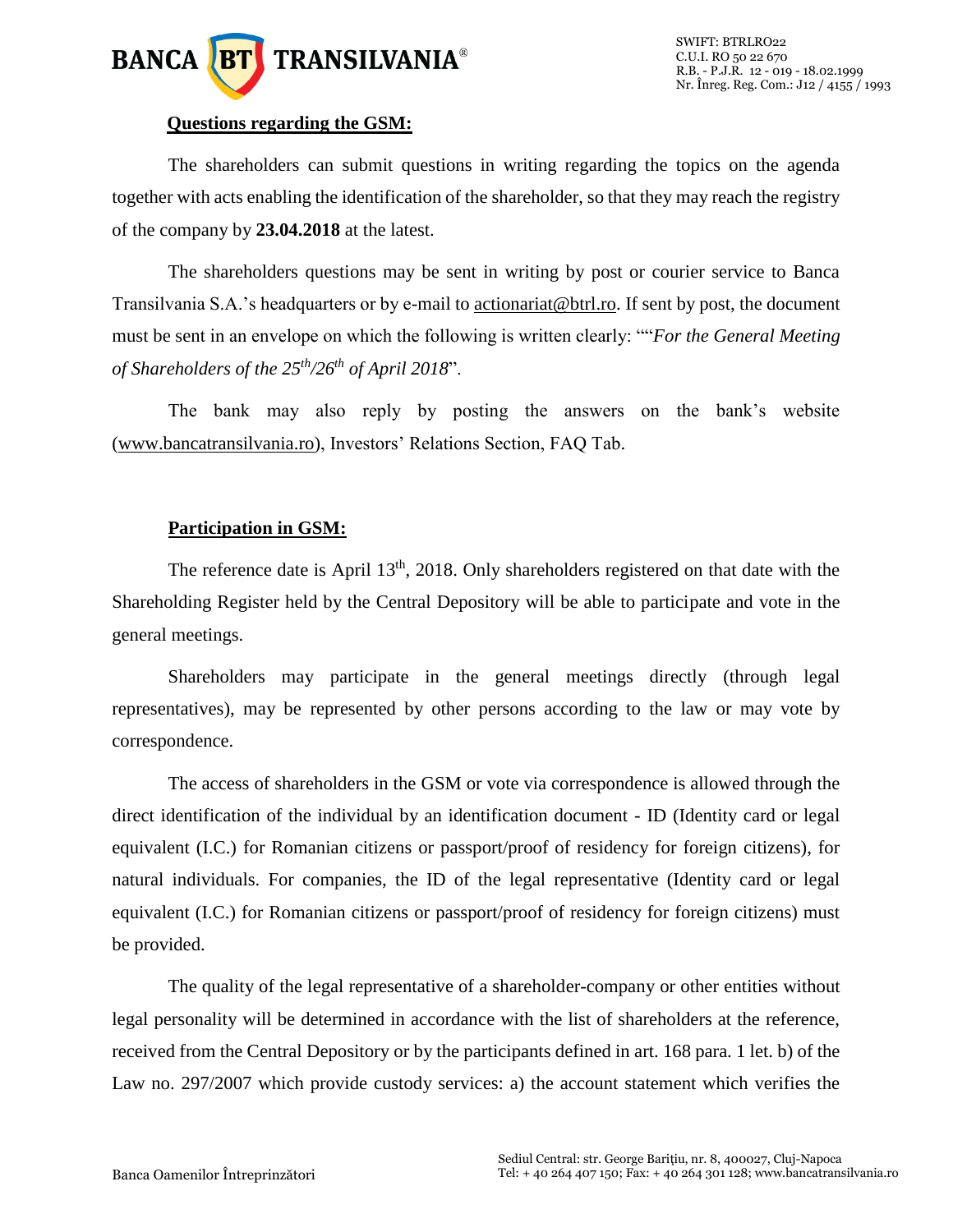**Questions regarding the GSM:**

The shareholders can submit questions in writing regarding the topics on the agenda together with acts enabling the identification of the shareholder, so that they may reach the registry of the company by **23.04.2018** at the latest.

The shareholders questions may be sent in writing by post or courier service to Banca Transilvania S.A.'s headquarters or by e-mail to actionariat@btrl.ro. If sent by post, the document must be sent in an envelope on which the following is written clearly: ""*For the General Meeting of Shareholders of the 25th/26th of April 2018*".

The bank may also reply by posting the answers on the bank's website (www.bancatransilvania.ro), Investors' Relations Section, FAQ Tab.

**Participation in GSM:**

The reference date is April 13th, 2018. Only shareholders registered on that date with the Shareholding Register held by the Central Depository will be able to participate and vote in the general meetings.

Shareholders may participate in the general meetings directly (through legal representatives), may be represented by other persons according to the law or may vote by correspondence.

The access of shareholders in the GSM or vote via correspondence is allowed through the direct identification of the individual by an identification document - ID (Identity card or legal equivalent (I.C.) for Romanian citizens or passport/proof of residency for foreign citizens), for natural individuals. For companies, the ID of the legal representative (Identity card or legal equivalent (I.C.) for Romanian citizens or passport/proof of residency for foreign citizens) must be provided.

The quality of the legal representative of a shareholder-company or other entities without legal personality will be determined in accordance with the list of shareholders at the reference, received from the Central Depository or by the participants defined in art. 168 para. 1 let. b) of the Law no. 297/2007 which provide custody services: a) the account statement which verifies the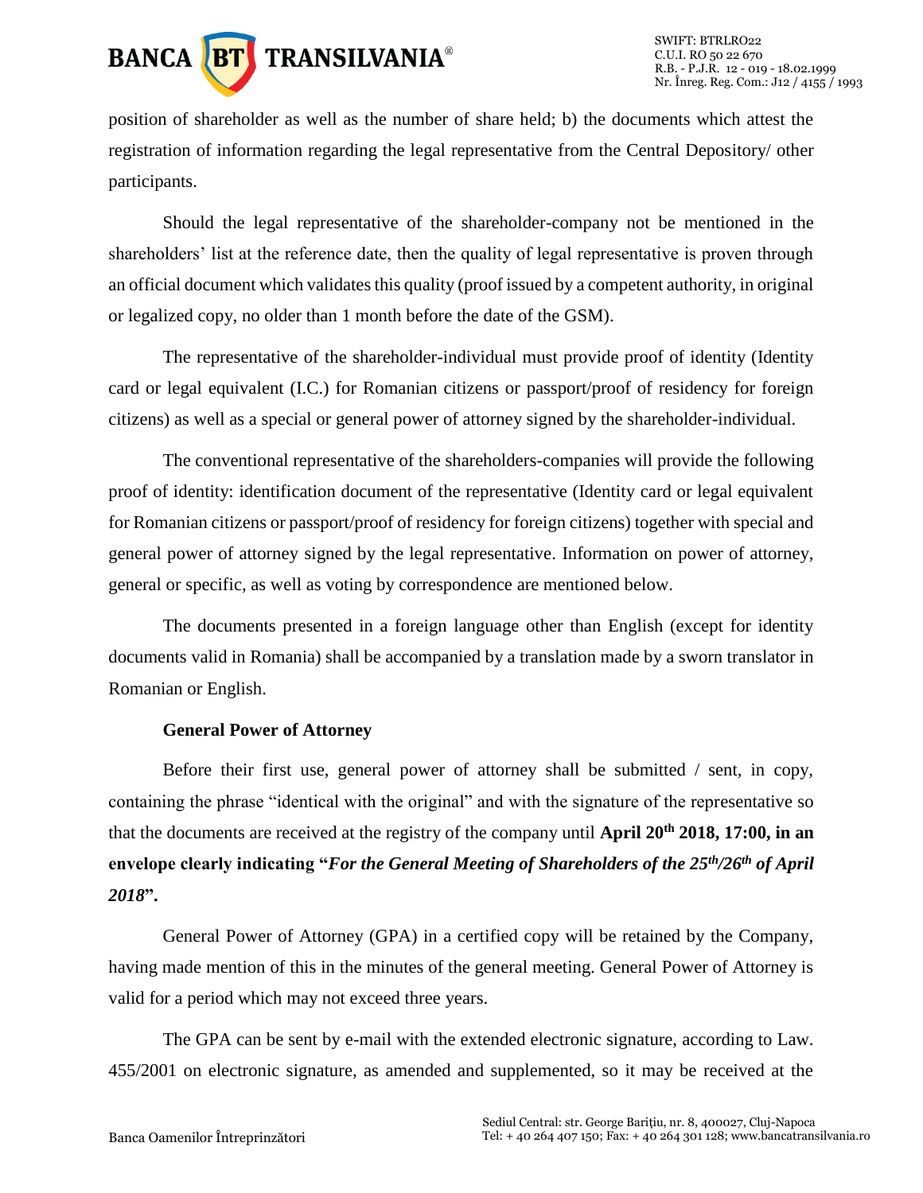position of shareholder as well as the number of share held; b) the documents which attest the registration of information regarding the legal representative from the Central Depository/ other participants.

Should the legal representative of the shareholder-company not be mentioned in the shareholders' list at the reference date, then the quality of legal representative is proven through an official document which validates this quality (proof issued by a competent authority, in original or legalized copy, no older than 1 month before the date of the GSM).

The representative of the shareholder-individual must provide proof of identity (Identity card or legal equivalent (I.C.) for Romanian citizens or passport/proof of residency for foreign citizens) as well as a special or general power of attorney signed by the shareholder-individual.

The conventional representative of the shareholders-companies will provide the following proof of identity: identification document of the representative (Identity card or legal equivalent for Romanian citizens or passport/proof of residency for foreign citizens) together with special and general power of attorney signed by the legal representative. Information on power of attorney, general or specific, as well as voting by correspondence are mentioned below.

The documents presented in a foreign language other than English (except for identity documents valid in Romania) shall be accompanied by a translation made by a sworn translator in Romanian or English.

**General Power of Attorney**

Before their first use, general power of attorney shall be submitted / sent, in copy, containing the phrase "identical with the original" and with the signature of the representative so that the documents are received at the registry of the company until **April 20th 2018, 17:00, in an envelope clearly indicating "*For the General Meeting of Shareholders of the 25th/26th of April 2018*".**

General Power of Attorney (GPA) in a certified copy will be retained by the Company, having made mention of this in the minutes of the general meeting. General Power of Attorney is valid for a period which may not exceed three years.

The GPA can be sent by e-mail with the extended electronic signature, according to Law. 455/2001 on electronic signature, as amended and supplemented, so it may be received at the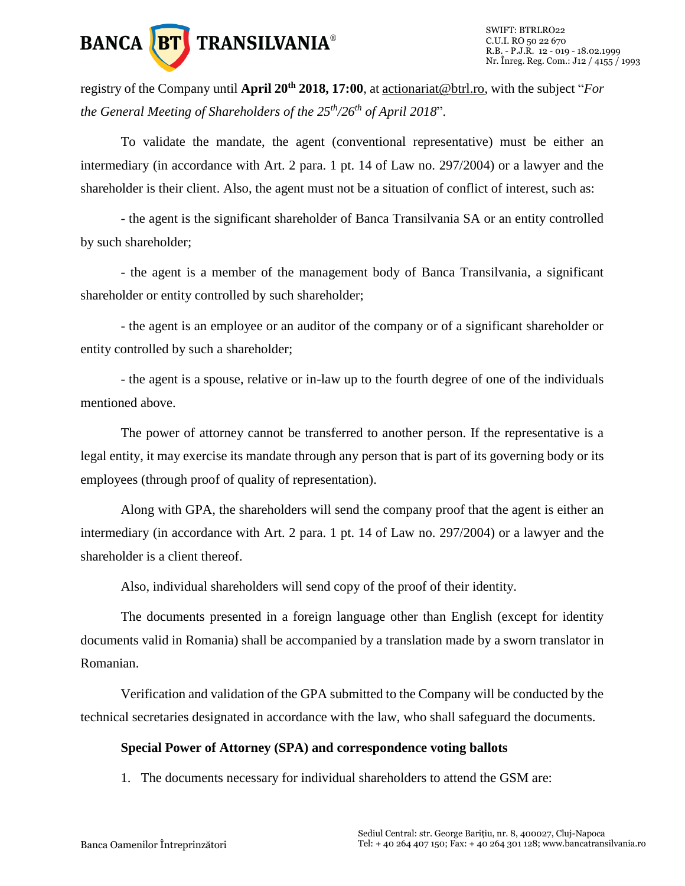registry of the Company until **April 20th 2018, 17:00**, at actionariat@btrl.ro, with the subject "*For the General Meeting of Shareholders of the 25th/26th of April 2018*".

To validate the mandate, the agent (conventional representative) must be either an intermediary (in accordance with Art. 2 para. 1 pt. 14 of Law no. 297/2004) or a lawyer and the shareholder is their client. Also, the agent must not be a situation of conflict of interest, such as:

- the agent is the significant shareholder of Banca Transilvania SA or an entity controlled by such shareholder;

- the agent is a member of the management body of Banca Transilvania, a significant shareholder or entity controlled by such shareholder;

- the agent is an employee or an auditor of the company or of a significant shareholder or entity controlled by such a shareholder;

- the agent is a spouse, relative or in-law up to the fourth degree of one of the individuals mentioned above.

The power of attorney cannot be transferred to another person. If the representative is a legal entity, it may exercise its mandate through any person that is part of its governing body or its employees (through proof of quality of representation).

Along with GPA, the shareholders will send the company proof that the agent is either an intermediary (in accordance with Art. 2 para. 1 pt. 14 of Law no. 297/2004) or a lawyer and the shareholder is a client thereof.

Also, individual shareholders will send copy of the proof of their identity.

The documents presented in a foreign language other than English (except for identity documents valid in Romania) shall be accompanied by a translation made by a sworn translator in Romanian.

Verification and validation of the GPA submitted to the Company will be conducted by the technical secretaries designated in accordance with the law, who shall safeguard the documents.

**Special Power of Attorney (SPA) and correspondence voting ballots**

1. The documents necessary for individual shareholders to attend the GSM are: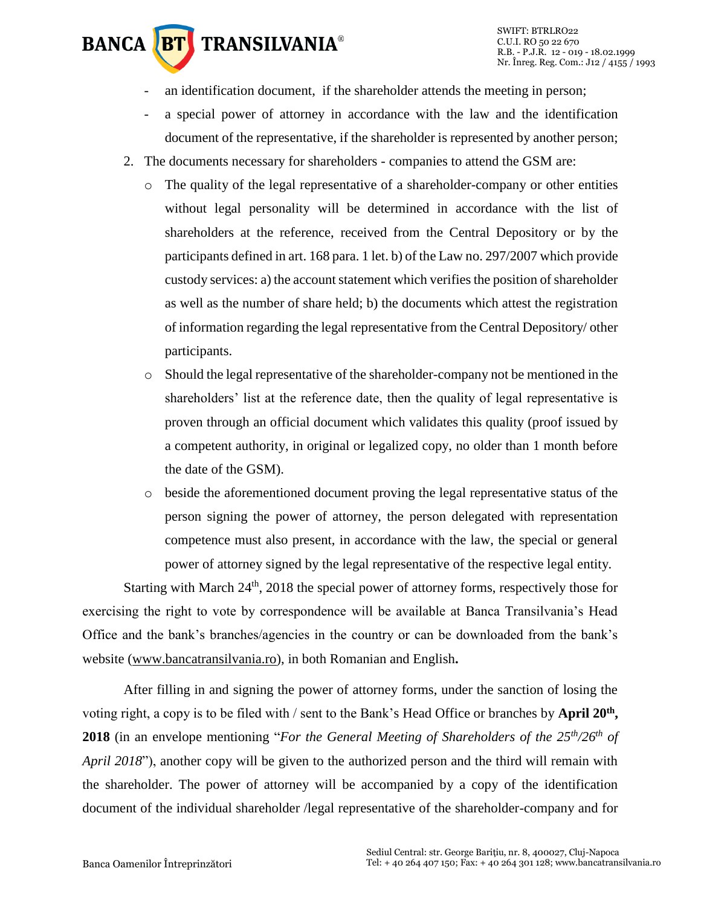- an identification document, if the shareholder attends the meeting in person;
- a special power of attorney in accordance with the law and the identification document of the representative, if the shareholder is represented by another person;

2. The documents necessary for shareholders - companies to attend the GSM are:
   - The quality of the legal representative of a shareholder-company or other entities without legal personality will be determined in accordance with the list of shareholders at the reference, received from the Central Depository or by the participants defined in art. 168 para. 1 let. b) of the Law no. 297/2007 which provide custody services: a) the account statement which verifies the position of shareholder as well as the number of share held; b) the documents which attest the registration of information regarding the legal representative from the Central Depository/ other participants.
   - Should the legal representative of the shareholder-company not be mentioned in the shareholders' list at the reference date, then the quality of legal representative is proven through an official document which validates this quality (proof issued by a competent authority, in original or legalized copy, no older than 1 month before the date of the GSM).
   - beside the aforementioned document proving the legal representative status of the person signing the power of attorney, the person delegated with representation competence must also present, in accordance with the law, the special or general power of attorney signed by the legal representative of the respective legal entity.

Starting with March 24th, 2018 the special power of attorney forms, respectively those for exercising the right to vote by correspondence will be available at Banca Transilvania's Head Office and the bank's branches/agencies in the country or can be downloaded from the bank's website (www.bancatransilvania.ro), in both Romanian and English**.**

After filling in and signing the power of attorney forms, under the sanction of losing the voting right, a copy is to be filed with / sent to the Bank's Head Office or branches by **April 20th, 2018** (in an envelope mentioning "*For the General Meeting of Shareholders of the 25th/26th of April 2018*"), another copy will be given to the authorized person and the third will remain with the shareholder. The power of attorney will be accompanied by a copy of the identification document of the individual shareholder /legal representative of the shareholder-company and for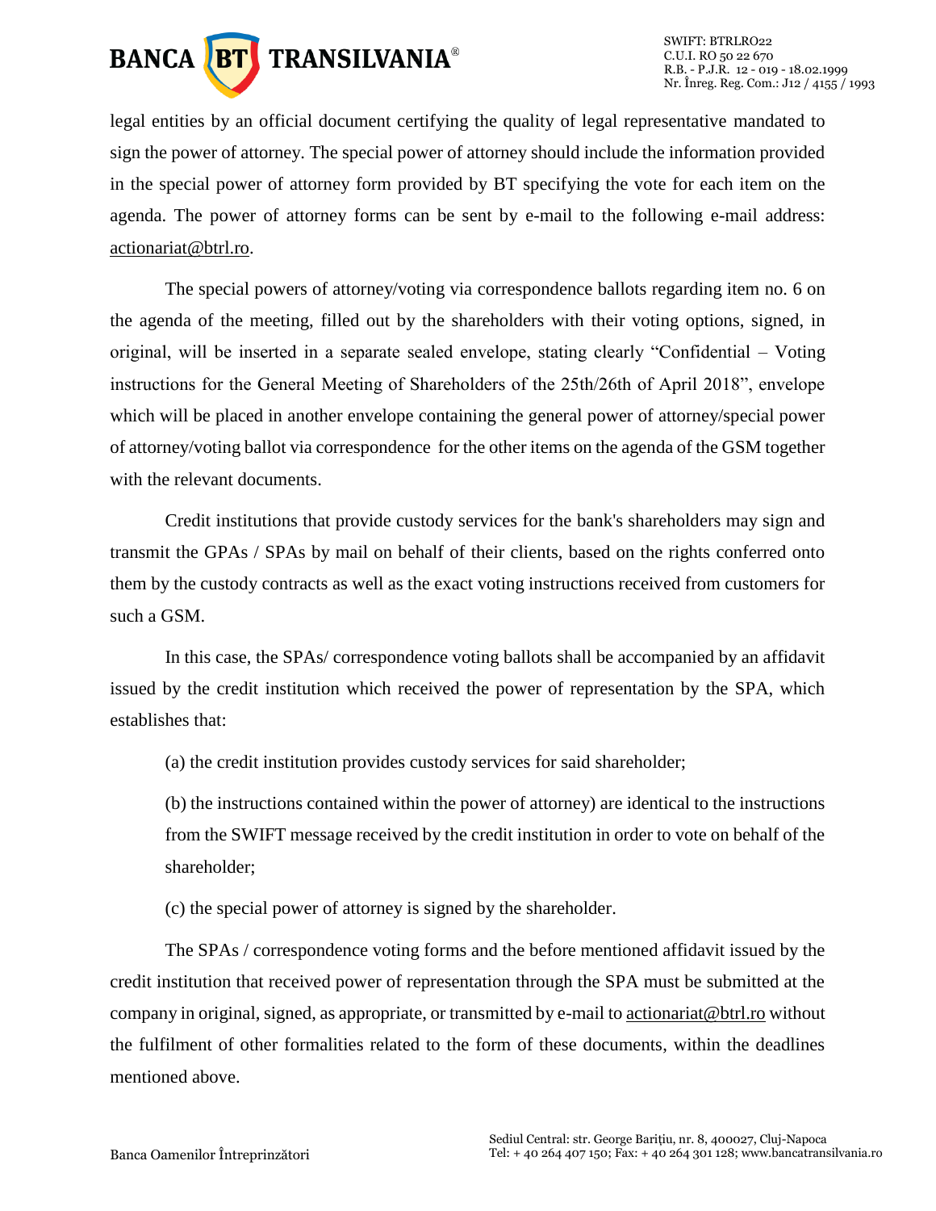legal entities by an official document certifying the quality of legal representative mandated to sign the power of attorney. The special power of attorney should include the information provided in the special power of attorney form provided by BT specifying the vote for each item on the agenda. The power of attorney forms can be sent by e-mail to the following e-mail address: actionariat@btrl.ro.

The special powers of attorney/voting via correspondence ballots regarding item no. 6 on the agenda of the meeting, filled out by the shareholders with their voting options, signed, in original, will be inserted in a separate sealed envelope, stating clearly "Confidential – Voting instructions for the General Meeting of Shareholders of the 25th/26th of April 2018", envelope which will be placed in another envelope containing the general power of attorney/special power of attorney/voting ballot via correspondence for the other items on the agenda of the GSM together with the relevant documents.

Credit institutions that provide custody services for the bank's shareholders may sign and transmit the GPAs / SPAs by mail on behalf of their clients, based on the rights conferred onto them by the custody contracts as well as the exact voting instructions received from customers for such a GSM.

In this case, the SPAs/ correspondence voting ballots shall be accompanied by an affidavit issued by the credit institution which received the power of representation by the SPA, which establishes that:

(a) the credit institution provides custody services for said shareholder;

(b) the instructions contained within the power of attorney) are identical to the instructions from the SWIFT message received by the credit institution in order to vote on behalf of the shareholder;

(c) the special power of attorney is signed by the shareholder.

The SPAs / correspondence voting forms and the before mentioned affidavit issued by the credit institution that received power of representation through the SPA must be submitted at the company in original, signed, as appropriate, or transmitted by e-mail to actionariat@btrl.ro without the fulfilment of other formalities related to the form of these documents, within the deadlines mentioned above.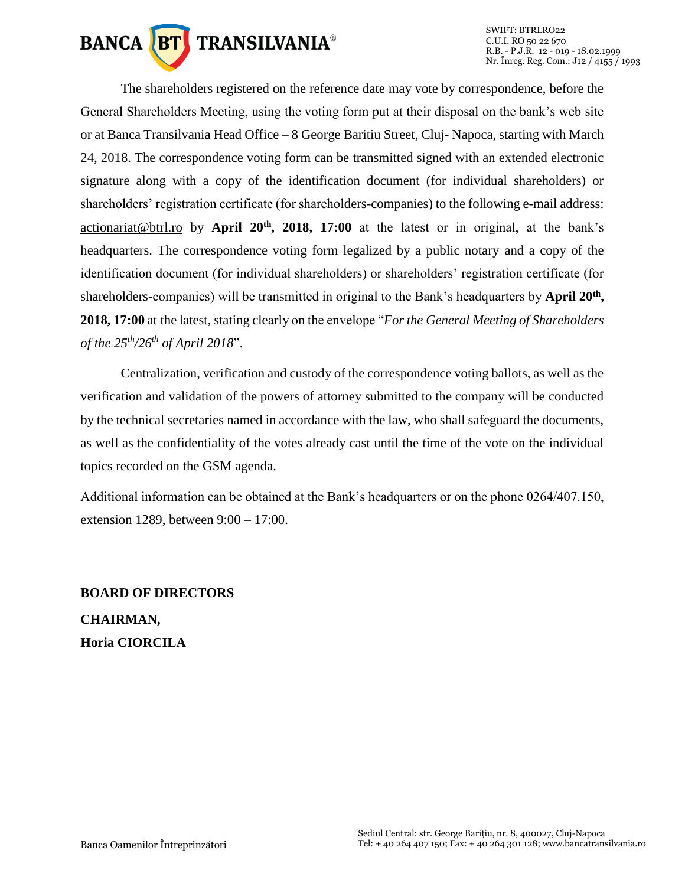The shareholders registered on the reference date may vote by correspondence, before the General Shareholders Meeting, using the voting form put at their disposal on the bank's web site or at Banca Transilvania Head Office – 8 George Baritiu Street, Cluj- Napoca, starting with March 24, 2018. The correspondence voting form can be transmitted signed with an extended electronic signature along with a copy of the identification document (for individual shareholders) or shareholders' registration certificate (for shareholders-companies) to the following e-mail address: actionariat@btrl.ro by **April 20th, 2018, 17:00** at the latest or in original, at the bank's headquarters. The correspondence voting form legalized by a public notary and a copy of the identification document (for individual shareholders) or shareholders' registration certificate (for shareholders-companies) will be transmitted in original to the Bank's headquarters by **April 20th, 2018, 17:00** at the latest, stating clearly on the envelope "*For the General Meeting of Shareholders of the 25th/26th of April 2018*".

Centralization, verification and custody of the correspondence voting ballots, as well as the verification and validation of the powers of attorney submitted to the company will be conducted by the technical secretaries named in accordance with the law, who shall safeguard the documents, as well as the confidentiality of the votes already cast until the time of the vote on the individual topics recorded on the GSM agenda.

Additional information can be obtained at the Bank's headquarters or on the phone 0264/407.150, extension 1289, between 9:00 – 17:00.

**BOARD OF DIRECTORS**

**CHAIRMAN,**

**Horia CIORCILA**